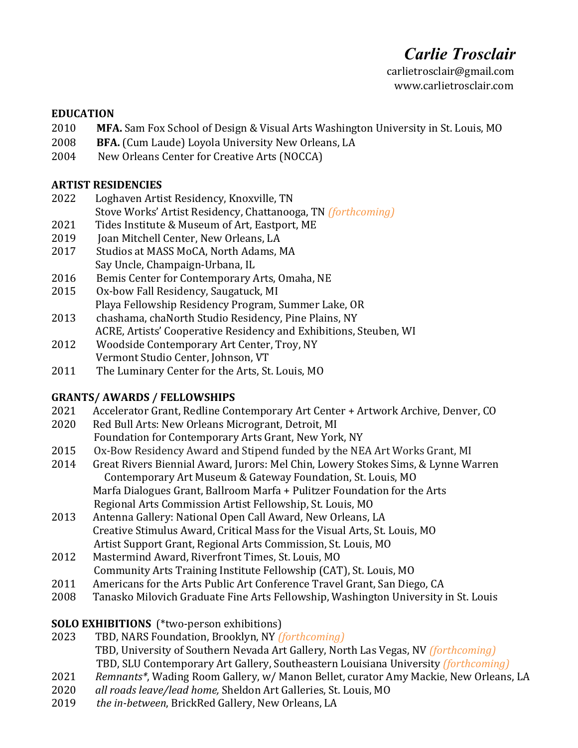# *Carlie Trosclair*

carlietrosclair@gmail.com
www.carlietrosclair.com

## EDUCATION

2010 **MFA.** Sam Fox School of Design & Visual Arts Washington University in St. Louis, MO
2008 **BFA.** (Cum Laude) Loyola University New Orleans, LA
2004 New Orleans Center for Creative Arts (NOCCA)

## ARTIST RESIDENCIES

2022 Loghaven Artist Residency, Knoxville, TN
Stove Works' Artist Residency, Chattanooga, TN *(forthcoming)*
2021 Tides Institute & Museum of Art, Eastport, ME
2019 Joan Mitchell Center, New Orleans, LA
2017 Studios at MASS MoCA, North Adams, MA
Say Uncle, Champaign-Urbana, IL
2016 Bemis Center for Contemporary Arts, Omaha, NE
2015 Ox-bow Fall Residency, Saugatuck, MI
Playa Fellowship Residency Program, Summer Lake, OR
2013 chashama, chaNorth Studio Residency, Pine Plains, NY
ACRE, Artists' Cooperative Residency and Exhibitions, Steuben, WI
2012 Woodside Contemporary Art Center, Troy, NY
Vermont Studio Center, Johnson, VT
2011 The Luminary Center for the Arts, St. Louis, MO

## GRANTS/ AWARDS / FELLOWSHIPS

2021 Accelerator Grant, Redline Contemporary Art Center + Artwork Archive, Denver, CO
2020 Red Bull Arts: New Orleans Microgrant, Detroit, MI
Foundation for Contemporary Arts Grant, New York, NY
2015 Ox-Bow Residency Award and Stipend funded by the NEA Art Works Grant, MI
2014 Great Rivers Biennial Award, Jurors: Mel Chin, Lowery Stokes Sims, & Lynne Warren
Contemporary Art Museum & Gateway Foundation, St. Louis, MO
Marfa Dialogues Grant, Ballroom Marfa + Pulitzer Foundation for the Arts
Regional Arts Commission Artist Fellowship, St. Louis, MO
2013 Antenna Gallery: National Open Call Award, New Orleans, LA
Creative Stimulus Award, Critical Mass for the Visual Arts, St. Louis, MO
Artist Support Grant, Regional Arts Commission, St. Louis, MO
2012 Mastermind Award, Riverfront Times, St. Louis, MO
Community Arts Training Institute Fellowship (CAT), St. Louis, MO
2011 Americans for the Arts Public Art Conference Travel Grant, San Diego, CA
2008 Tanasko Milovich Graduate Fine Arts Fellowship, Washington University in St. Louis

## SOLO EXHIBITIONS (*two-person exhibitions)

2023 TBD, NARS Foundation, Brooklyn, NY *(forthcoming)*
TBD, University of Southern Nevada Art Gallery, North Las Vegas, NV *(forthcoming)*
TBD, SLU Contemporary Art Gallery, Southeastern Louisiana University *(forthcoming)*
2021 *Remnants**, Wading Room Gallery, w/ Manon Bellet, curator Amy Mackie, New Orleans, LA
2020 *all roads leave/lead home,* Sheldon Art Galleries, St. Louis, MO
2019 *the in-between*, BrickRed Gallery, New Orleans, LA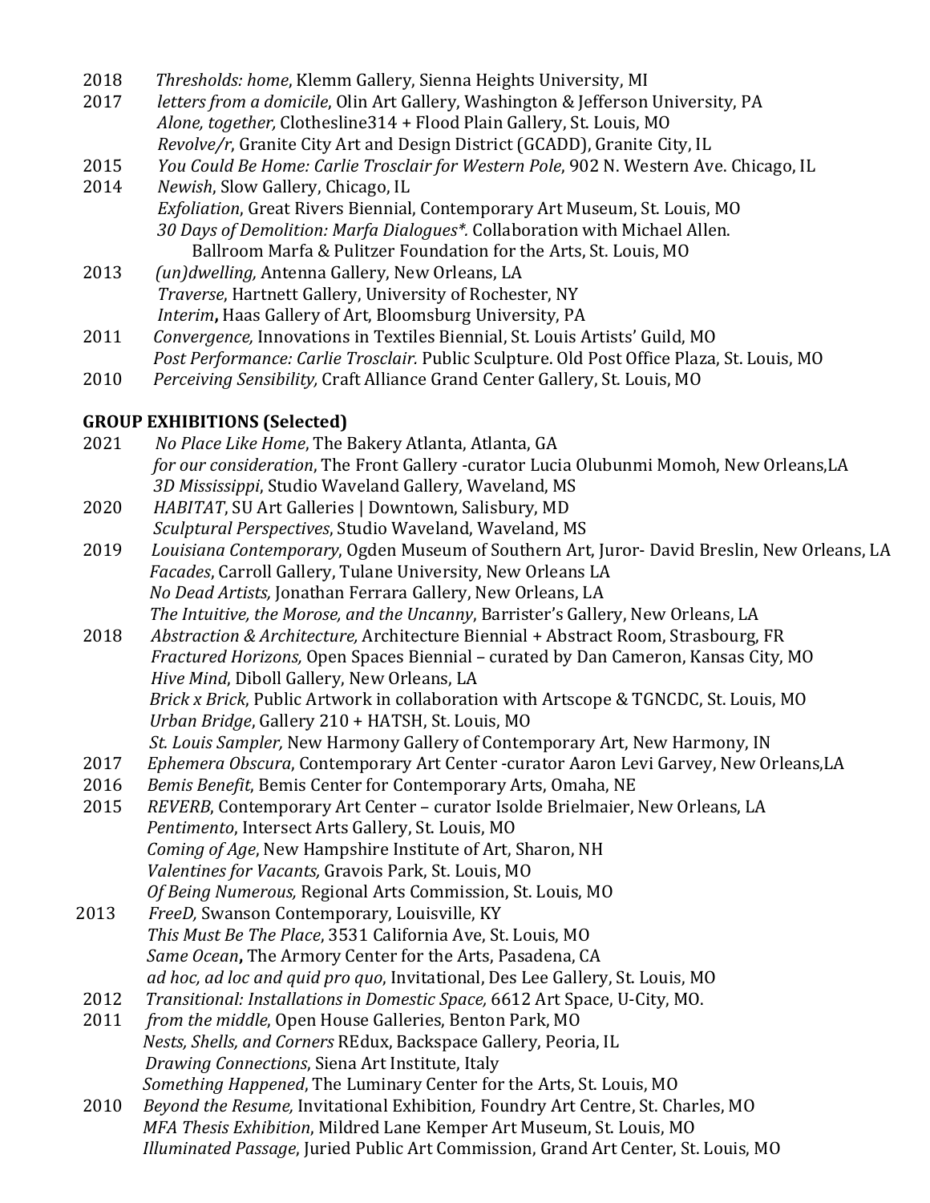2018 *Thresholds: home*, Klemm Gallery, Sienna Heights University, MI
2017 *letters from a domicile*, Olin Art Gallery, Washington & Jefferson University, PA
*Alone, together,* Clothesline314 + Flood Plain Gallery, St. Louis, MO
*Revolve/r*, Granite City Art and Design District (GCADD), Granite City, IL
2015 *You Could Be Home: Carlie Trosclair for Western Pole*, 902 N. Western Ave. Chicago, IL
2014 *Newish*, Slow Gallery, Chicago, IL
*Exfoliation*, Great Rivers Biennial, Contemporary Art Museum, St. Louis, MO
*30 Days of Demolition: Marfa Dialogues\*.* Collaboration with Michael Allen. Ballroom Marfa & Pulitzer Foundation for the Arts, St. Louis, MO
2013 *(un)dwelling,* Antenna Gallery, New Orleans, LA
*Traverse*, Hartnett Gallery, University of Rochester, NY
*Interim*, Haas Gallery of Art, Bloomsburg University, PA
2011 *Convergence,* Innovations in Textiles Biennial, St. Louis Artists' Guild, MO
*Post Performance: Carlie Trosclair.* Public Sculpture. Old Post Office Plaza, St. Louis, MO
2010 *Perceiving Sensibility,* Craft Alliance Grand Center Gallery, St. Louis, MO

**GROUP EXHIBITIONS (Selected)**

2021 *No Place Like Home*, The Bakery Atlanta, Atlanta, GA
*for our consideration*, The Front Gallery -curator Lucia Olubunmi Momoh, New Orleans,LA
*3D Mississippi*, Studio Waveland Gallery, Waveland, MS
2020 *HABITAT*, SU Art Galleries | Downtown, Salisbury, MD
*Sculptural Perspectives*, Studio Waveland, Waveland, MS
2019 *Louisiana Contemporary*, Ogden Museum of Southern Art, Juror- David Breslin, New Orleans, LA
*Facades*, Carroll Gallery, Tulane University, New Orleans LA
*No Dead Artists,* Jonathan Ferrara Gallery, New Orleans, LA
*The Intuitive, the Morose, and the Uncanny*, Barrister's Gallery, New Orleans, LA
2018 *Abstraction & Architecture,* Architecture Biennial + Abstract Room, Strasbourg, FR
*Fractured Horizons,* Open Spaces Biennial – curated by Dan Cameron, Kansas City, MO
*Hive Mind*, Diboll Gallery, New Orleans, LA
*Brick x Brick*, Public Artwork in collaboration with Artscope & TGNCDC, St. Louis, MO
*Urban Bridge*, Gallery 210 + HATSH, St. Louis, MO
*St. Louis Sampler,* New Harmony Gallery of Contemporary Art, New Harmony, IN
2017 *Ephemera Obscura*, Contemporary Art Center -curator Aaron Levi Garvey, New Orleans,LA
2016 *Bemis Benefit*, Bemis Center for Contemporary Arts, Omaha, NE
2015 *REVERB*, Contemporary Art Center – curator Isolde Brielmaier, New Orleans, LA
*Pentimento*, Intersect Arts Gallery, St. Louis, MO
*Coming of Age*, New Hampshire Institute of Art, Sharon, NH
*Valentines for Vacants,* Gravois Park, St. Louis, MO
*Of Being Numerous,* Regional Arts Commission, St. Louis, MO
2013 *FreeD,* Swanson Contemporary, Louisville, KY
*This Must Be The Place*, 3531 California Ave, St. Louis, MO
*Same Ocean*, The Armory Center for the Arts, Pasadena, CA
*ad hoc, ad loc and quid pro quo*, Invitational, Des Lee Gallery, St. Louis, MO
2012 *Transitional: Installations in Domestic Space,* 6612 Art Space, U-City, MO.
2011 *from the middle*, Open House Galleries, Benton Park, MO
*Nests, Shells, and Corners* REdux, Backspace Gallery, Peoria, IL
*Drawing Connections*, Siena Art Institute, Italy
*Something Happened*, The Luminary Center for the Arts, St. Louis, MO
2010 *Beyond the Resume,* Invitational Exhibition, Foundry Art Centre, St. Charles, MO
*MFA Thesis Exhibition*, Mildred Lane Kemper Art Museum, St. Louis, MO
*Illuminated Passage*, Juried Public Art Commission, Grand Art Center, St. Louis, MO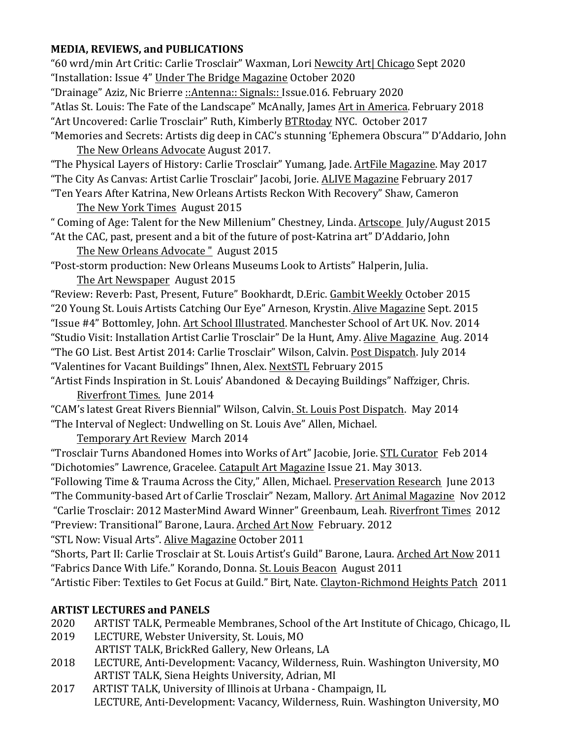**MEDIA, REVIEWS, and PUBLICATIONS**

"60 wrd/min Art Critic: Carlie Trosclair" Waxman, Lori Newcity Art| Chicago Sept 2020
"Installation: Issue 4" Under The Bridge Magazine October 2020
"Drainage" Aziz, Nic Brierre ::Antenna:: Signals:: Issue.016. February 2020
"Atlas St. Louis: The Fate of the Landscape" McAnally, James Art in America. February 2018
"Art Uncovered: Carlie Trosclair" Ruth, Kimberly BTRtoday NYC. October 2017
"Memories and Secrets: Artists dig deep in CAC's stunning 'Ephemera Obscura'" D'Addario, John The New Orleans Advocate August 2017.
"The Physical Layers of History: Carlie Trosclair" Yumang, Jade. ArtFile Magazine. May 2017
"The City As Canvas: Artist Carlie Trosclair" Jacobi, Jorie. ALIVE Magazine February 2017
"Ten Years After Katrina, New Orleans Artists Reckon With Recovery" Shaw, Cameron The New York Times August 2015
" Coming of Age: Talent for the New Millenium" Chestney, Linda. Artscope July/August 2015
"At the CAC, past, present and a bit of the future of post-Katrina art" D'Addario, John The New Orleans Advocate " August 2015
"Post-storm production: New Orleans Museums Look to Artists" Halperin, Julia. The Art Newspaper August 2015
"Review: Reverb: Past, Present, Future" Bookhardt, D.Eric. Gambit Weekly October 2015
"20 Young St. Louis Artists Catching Our Eye" Arneson, Krystin. Alive Magazine Sept. 2015
"Issue #4" Bottomley, John. Art School Illustrated. Manchester School of Art UK. Nov. 2014
"Studio Visit: Installation Artist Carlie Trosclair" De la Hunt, Amy. Alive Magazine Aug. 2014
"The GO List. Best Artist 2014: Carlie Trosclair" Wilson, Calvin. Post Dispatch. July 2014
"Valentines for Vacant Buildings" Ihnen, Alex. NextSTL February 2015
"Artist Finds Inspiration in St. Louis' Abandoned & Decaying Buildings" Naffziger, Chris. Riverfront Times. June 2014
"CAM's latest Great Rivers Biennial" Wilson, Calvin. St. Louis Post Dispatch. May 2014
"The Interval of Neglect: Undwelling on St. Louis Ave" Allen, Michael. Temporary Art Review March 2014
"Trosclair Turns Abandoned Homes into Works of Art" Jacobie, Jorie. STL Curator Feb 2014
"Dichotomies" Lawrence, Gracelee. Catapult Art Magazine Issue 21. May 3013.
"Following Time & Trauma Across the City," Allen, Michael. Preservation Research June 2013
"The Community-based Art of Carlie Trosclair" Nezam, Mallory. Art Animal Magazine Nov 2012
"Carlie Trosclair: 2012 MasterMind Award Winner" Greenbaum, Leah. Riverfront Times 2012
"Preview: Transitional" Barone, Laura. Arched Art Now February. 2012
"STL Now: Visual Arts". Alive Magazine October 2011
"Shorts, Part II: Carlie Trosclair at St. Louis Artist's Guild" Barone, Laura. Arched Art Now 2011
"Fabrics Dance With Life." Korando, Donna. St. Louis Beacon August 2011
"Artistic Fiber: Textiles to Get Focus at Guild." Birt, Nate. Clayton-Richmond Heights Patch 2011

**ARTIST LECTURES and PANELS**

2020 ARTIST TALK, Permeable Membranes, School of the Art Institute of Chicago, Chicago, IL
2019 LECTURE, Webster University, St. Louis, MO
ARTIST TALK, BrickRed Gallery, New Orleans, LA
2018 LECTURE, Anti-Development: Vacancy, Wilderness, Ruin. Washington University, MO
ARTIST TALK, Siena Heights University, Adrian, MI
2017 ARTIST TALK, University of Illinois at Urbana - Champaign, IL
LECTURE, Anti-Development: Vacancy, Wilderness, Ruin. Washington University, MO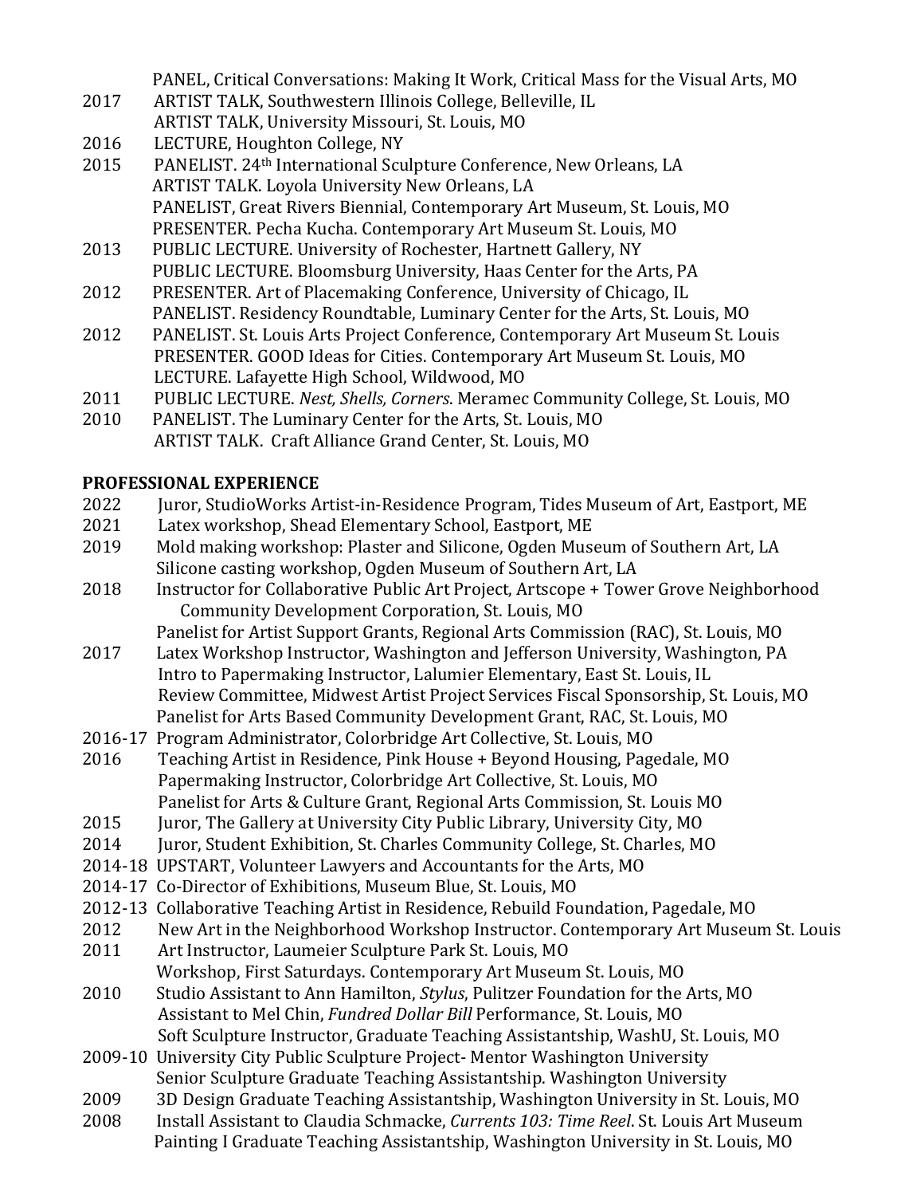PANEL, Critical Conversations: Making It Work, Critical Mass for the Visual Arts, MO

2017 ARTIST TALK, Southwestern Illinois College, Belleville, IL
ARTIST TALK, University Missouri, St. Louis, MO

2016 LECTURE, Houghton College, NY

2015 PANELIST. 24th International Sculpture Conference, New Orleans, LA
ARTIST TALK. Loyola University New Orleans, LA
PANELIST, Great Rivers Biennial, Contemporary Art Museum, St. Louis, MO
PRESENTER. Pecha Kucha. Contemporary Art Museum St. Louis, MO

2013 PUBLIC LECTURE. University of Rochester, Hartnett Gallery, NY
PUBLIC LECTURE. Bloomsburg University, Haas Center for the Arts, PA

2012 PRESENTER. Art of Placemaking Conference, University of Chicago, IL
PANELIST. Residency Roundtable, Luminary Center for the Arts, St. Louis, MO

2012 PANELIST. St. Louis Arts Project Conference, Contemporary Art Museum St. Louis
PRESENTER. GOOD Ideas for Cities. Contemporary Art Museum St. Louis, MO
LECTURE. Lafayette High School, Wildwood, MO

2011 PUBLIC LECTURE. *Nest, Shells, Corners*. Meramec Community College, St. Louis, MO

2010 PANELIST. The Luminary Center for the Arts, St. Louis, MO
ARTIST TALK. Craft Alliance Grand Center, St. Louis, MO

**PROFESSIONAL EXPERIENCE**

2022 Juror, StudioWorks Artist-in-Residence Program, Tides Museum of Art, Eastport, ME

2021 Latex workshop, Shead Elementary School, Eastport, ME

2019 Mold making workshop: Plaster and Silicone, Ogden Museum of Southern Art, LA
Silicone casting workshop, Ogden Museum of Southern Art, LA

2018 Instructor for Collaborative Public Art Project, Artscope + Tower Grove Neighborhood Community Development Corporation, St. Louis, MO
Panelist for Artist Support Grants, Regional Arts Commission (RAC), St. Louis, MO

2017 Latex Workshop Instructor, Washington and Jefferson University, Washington, PA
Intro to Papermaking Instructor, Lalumier Elementary, East St. Louis, IL
Review Committee, Midwest Artist Project Services Fiscal Sponsorship, St. Louis, MO
Panelist for Arts Based Community Development Grant, RAC, St. Louis, MO

2016-17 Program Administrator, Colorbridge Art Collective, St. Louis, MO

2016 Teaching Artist in Residence, Pink House + Beyond Housing, Pagedale, MO
Papermaking Instructor, Colorbridge Art Collective, St. Louis, MO
Panelist for Arts & Culture Grant, Regional Arts Commission, St. Louis MO

2015 Juror, The Gallery at University City Public Library, University City, MO

2014 Juror, Student Exhibition, St. Charles Community College, St. Charles, MO

2014-18 UPSTART, Volunteer Lawyers and Accountants for the Arts, MO

2014-17 Co-Director of Exhibitions, Museum Blue, St. Louis, MO

2012-13 Collaborative Teaching Artist in Residence, Rebuild Foundation, Pagedale, MO

2012 New Art in the Neighborhood Workshop Instructor. Contemporary Art Museum St. Louis

2011 Art Instructor, Laumeier Sculpture Park St. Louis, MO
Workshop, First Saturdays. Contemporary Art Museum St. Louis, MO

2010 Studio Assistant to Ann Hamilton, *Stylus*, Pulitzer Foundation for the Arts, MO
Assistant to Mel Chin, *Fundred Dollar Bill* Performance, St. Louis, MO
Soft Sculpture Instructor, Graduate Teaching Assistantship, WashU, St. Louis, MO

2009-10 University City Public Sculpture Project- Mentor Washington University
Senior Sculpture Graduate Teaching Assistantship. Washington University

2009 3D Design Graduate Teaching Assistantship, Washington University in St. Louis, MO

2008 Install Assistant to Claudia Schmacke, *Currents 103: Time Reel*. St. Louis Art Museum
Painting I Graduate Teaching Assistantship, Washington University in St. Louis, MO